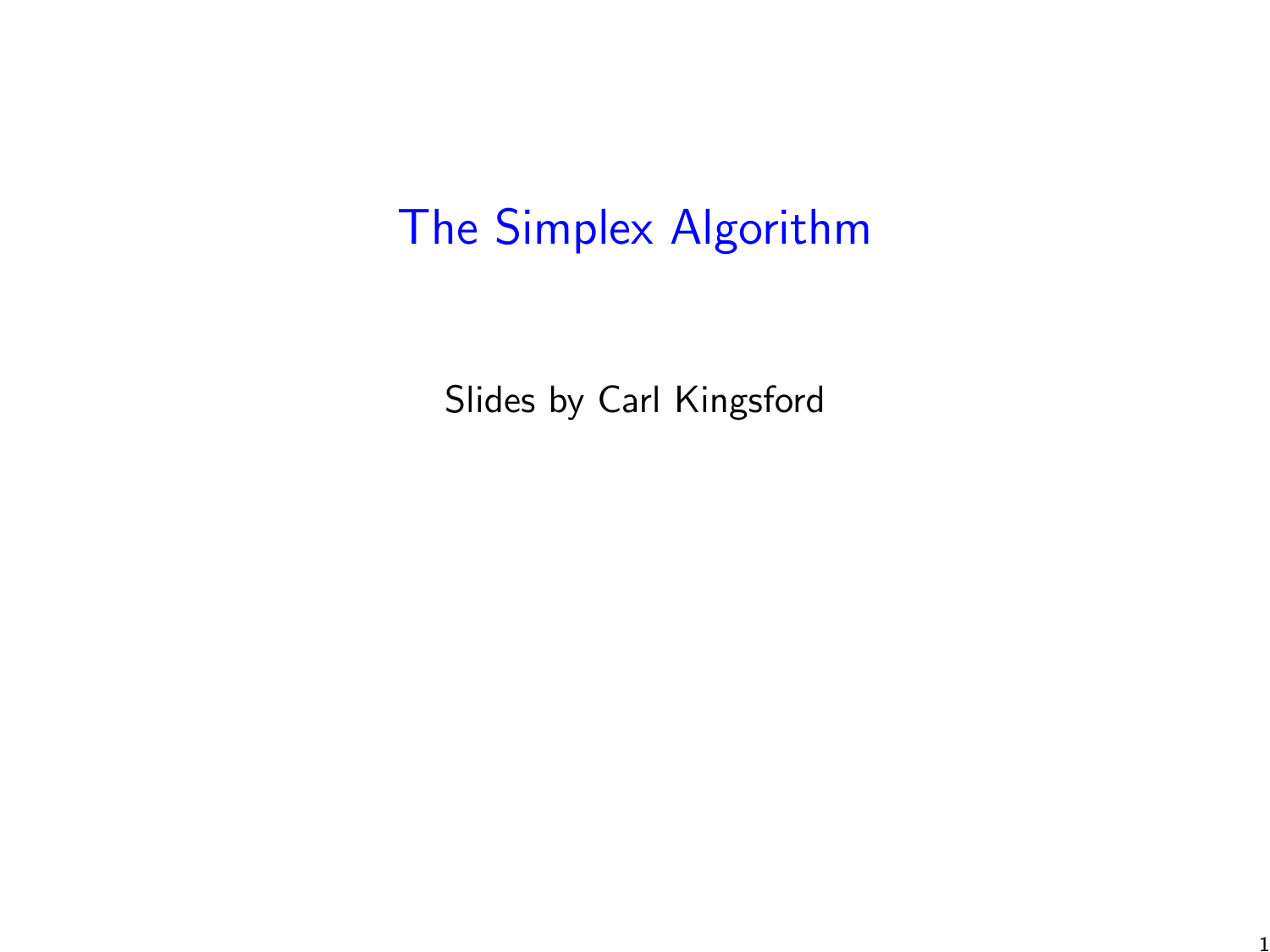# The Simplex Algorithm

Slides by Carl Kingsford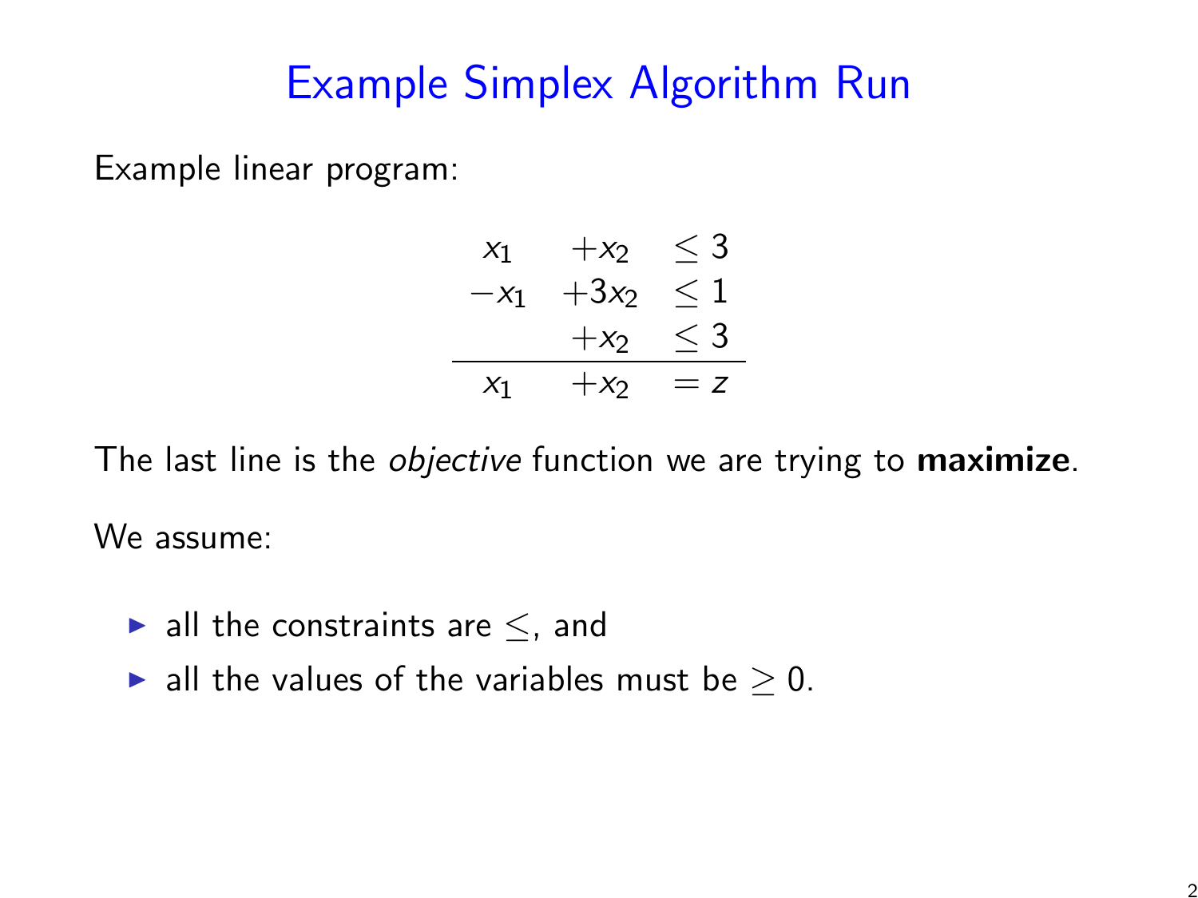# Example Simplex Algorithm Run

Example linear program:

$$
\begin{array}{rrl}
x_1 & +x_2 & \leq 3 \\
-x_1 & +3x_2 & \leq 1 \\
 & +x_2 & \leq 3 \\
\hline
x_1 & +x_2 & = z
\end{array}
$$

The last line is the *objective* function we are trying to **maximize**.

We assume:

- all the constraints are $\leq$, and
- all the values of the variables must be $\geq 0$.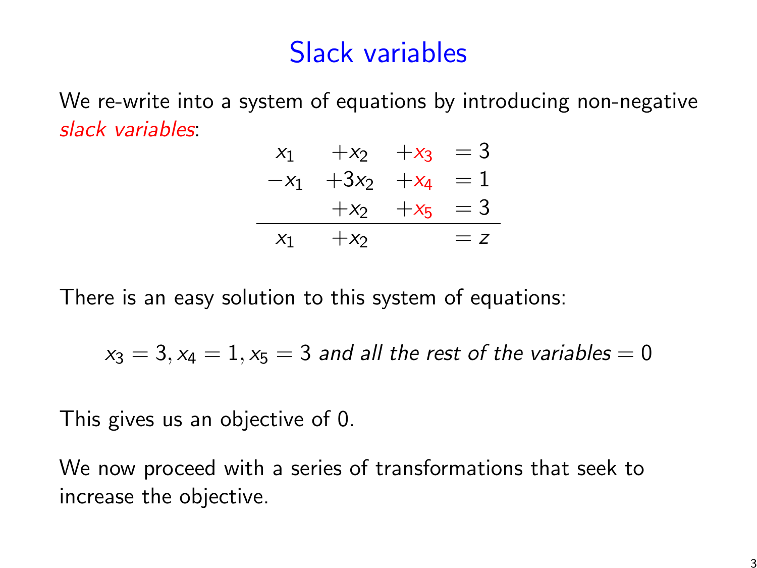# Slack variables

We re-write into a system of equations by introducing non-negative *slack variables*:

$$
\begin{array}{rrrl}
x_1 & +x_2 & +x_3 & = 3 \\
-x_1 & +3x_2 & +x_4 & = 1 \\
 & +x_2 & +x_5 & = 3 \\
\hline
x_1 & +x_2 & & = z
\end{array}
$$

There is an easy solution to this system of equations:

$$x_3 = 3, x_4 = 1, x_5 = 3 \textit{ and all the rest of the variables} = 0$$

This gives us an objective of 0.

We now proceed with a series of transformations that seek to increase the objective.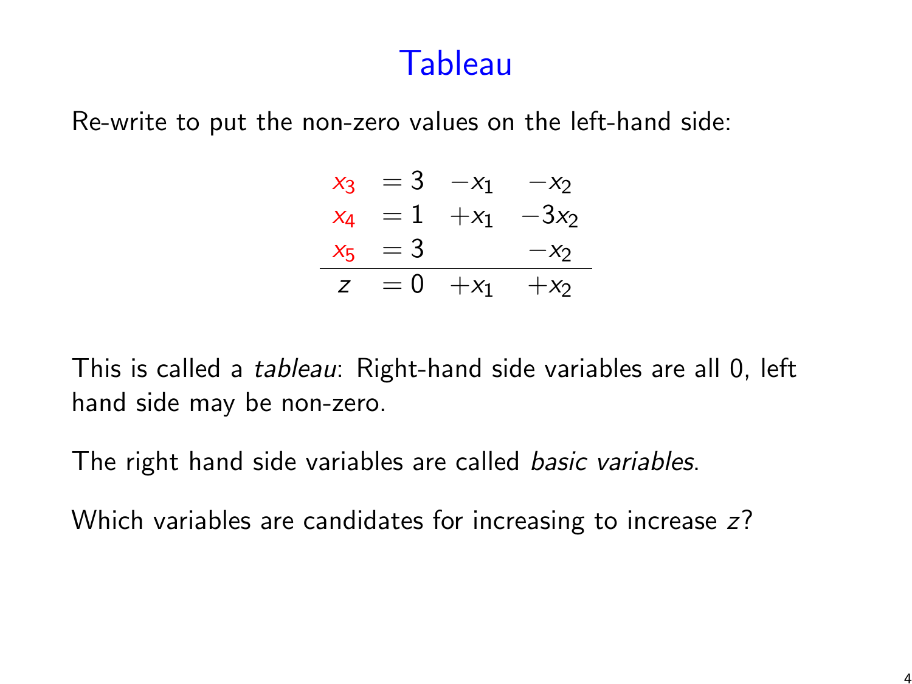# Tableau

Re-write to put the non-zero values on the left-hand side:

$$
\begin{array}{rcrr}
\color{red}{x_3} & = 3 & -x_1 & -x_2 \\
\color{red}{x_4} & = 1 & +x_1 & -3x_2 \\
\color{red}{x_5} & = 3 & & -x_2 \\
\hline
z & = 0 & +x_1 & +x_2
\end{array}
$$

This is called a *tableau*: Right-hand side variables are all 0, left hand side may be non-zero.

The right hand side variables are called *basic variables*.

Which variables are candidates for increasing to increase $z$?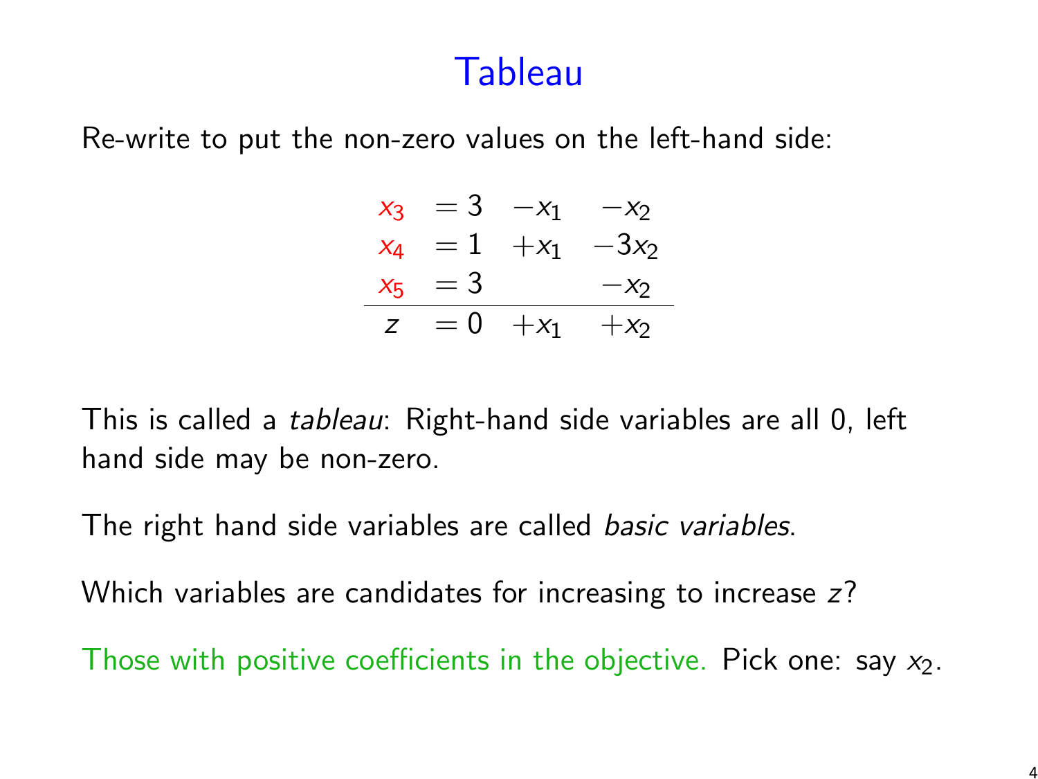# Tableau

Re-write to put the non-zero values on the left-hand side:

$$
\begin{array}{rcrrr}
x_3 & = 3 & -x_1 & -x_2 \\
x_4 & = 1 & +x_1 & -3x_2 \\
x_5 & = 3 & & -x_2 \\
\hline
z & = 0 & +x_1 & +x_2
\end{array}
$$

This is called a *tableau*: Right-hand side variables are all 0, left hand side may be non-zero.

The right hand side variables are called *basic variables*.

Which variables are candidates for increasing to increase $z$?

Those with positive coefficients in the objective. Pick one: say $x_2$.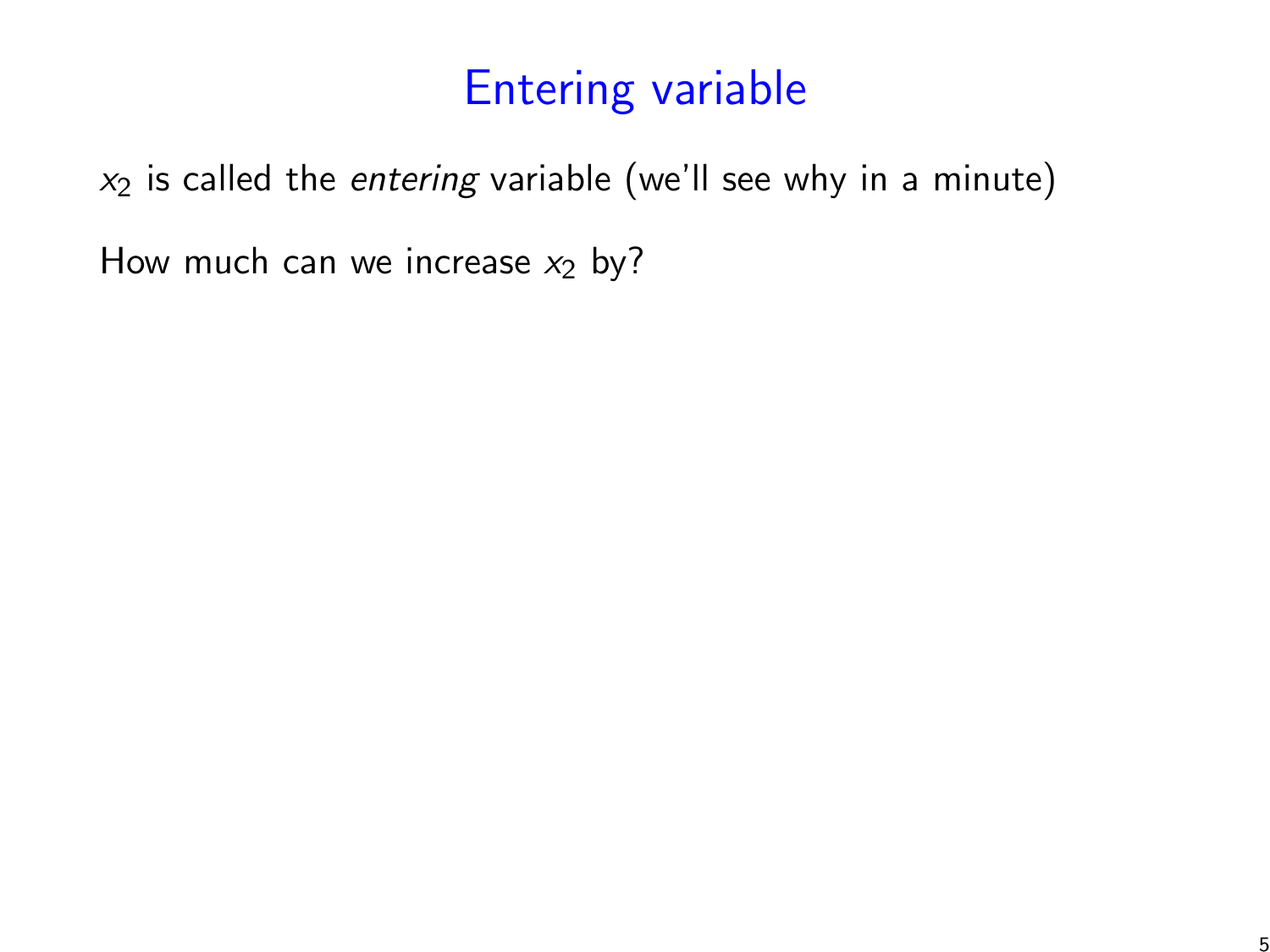# Entering variable

$x_2$ is called the *entering* variable (we'll see why in a minute)

How much can we increase $x_2$ by?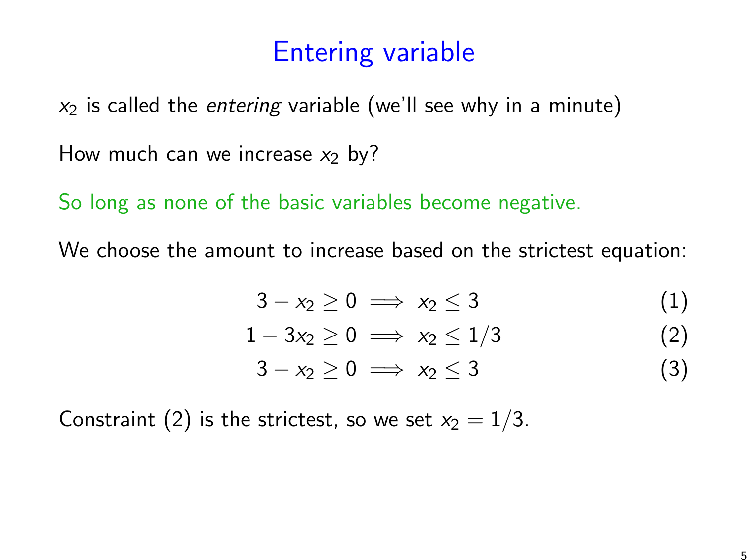# Entering variable

$x_2$ is called the *entering* variable (we'll see why in a minute)

How much can we increase $x_2$ by?

So long as none of the basic variables become negative.

We choose the amount to increase based on the strictest equation:

$$3 - x_2 \geq 0 \implies x_2 \leq 3 \tag{1}$$

$$1 - 3x_2 \geq 0 \implies x_2 \leq 1/3 \tag{2}$$

$$3 - x_2 \geq 0 \implies x_2 \leq 3 \tag{3}$$

Constraint (2) is the strictest, so we set $x_2 = 1/3$.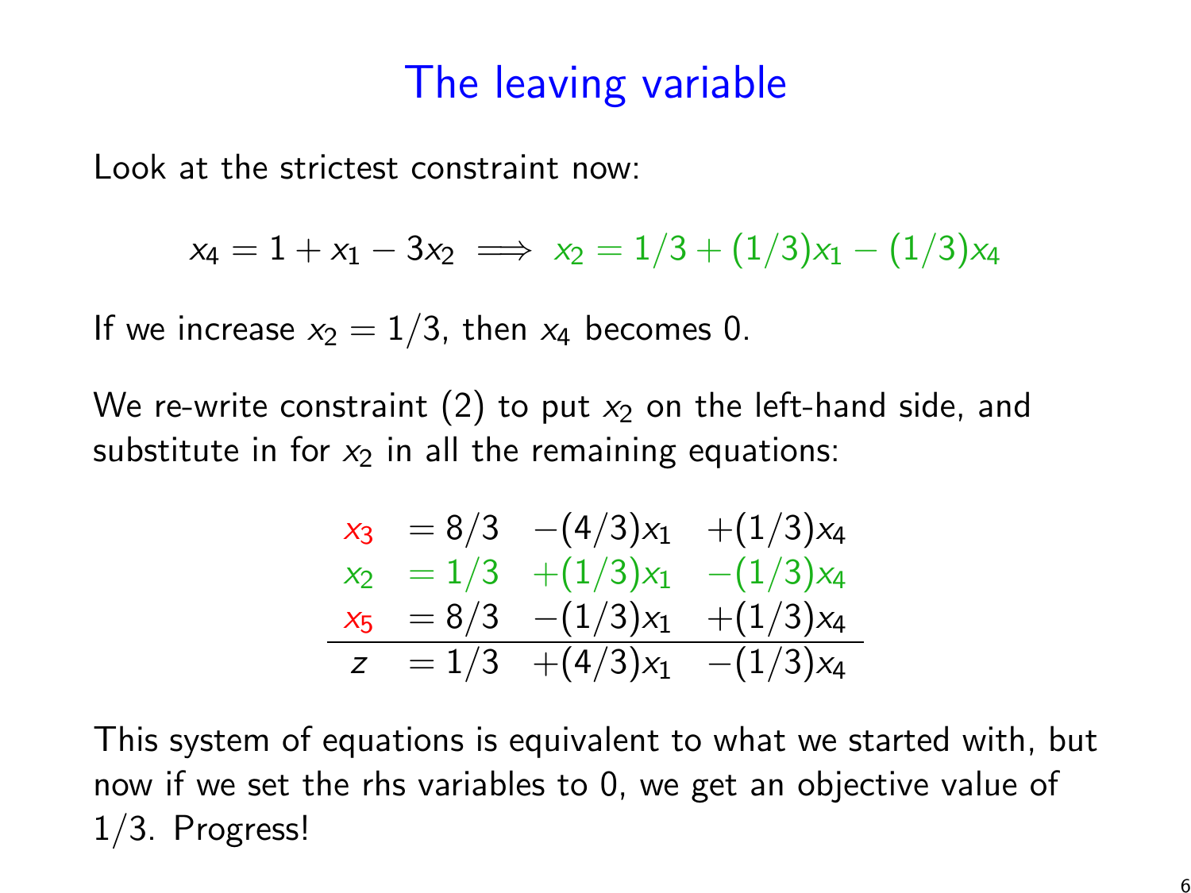# The leaving variable

Look at the strictest constraint now:

$$x_4 = 1 + x_1 - 3x_2 \implies x_2 = 1/3 + (1/3)x_1 - (1/3)x_4$$

If we increase $x_2 = 1/3$, then $x_4$ becomes 0.

We re-write constraint (2) to put $x_2$ on the left-hand side, and substitute in for $x_2$ in all the remaining equations:

$$\begin{array}{rllll}
x_3 & = 8/3 & -(4/3)x_1 & +(1/3)x_4 \\
x_2 & = 1/3 & +(1/3)x_1 & -(1/3)x_4 \\
x_5 & = 8/3 & -(1/3)x_1 & +(1/3)x_4 \\
\hline
z & = 1/3 & +(4/3)x_1 & -(1/3)x_4
\end{array}$$

This system of equations is equivalent to what we started with, but now if we set the rhs variables to 0, we get an objective value of 1/3. Progress!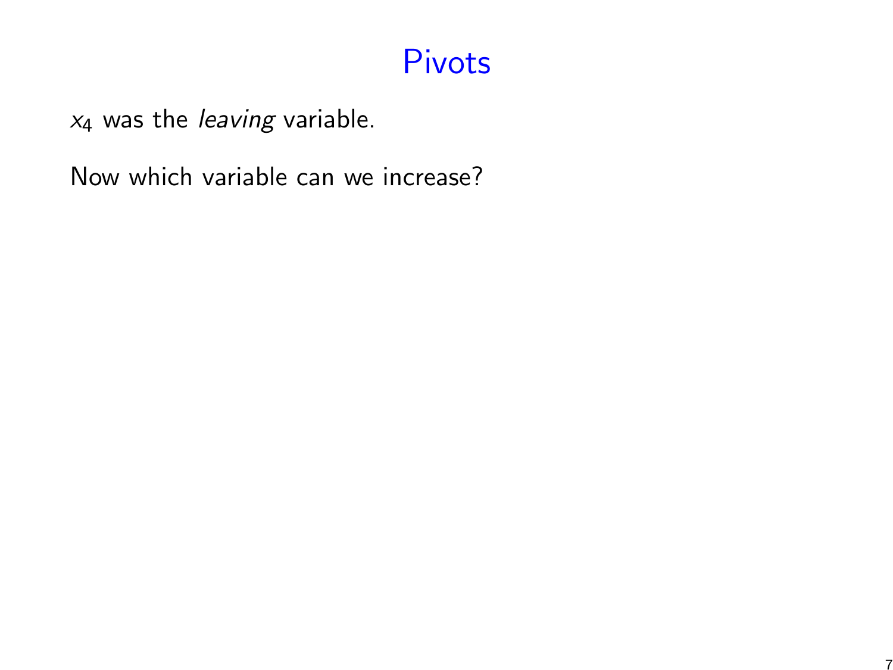# Pivots

$x_4$ was the *leaving* variable.

Now which variable can we increase?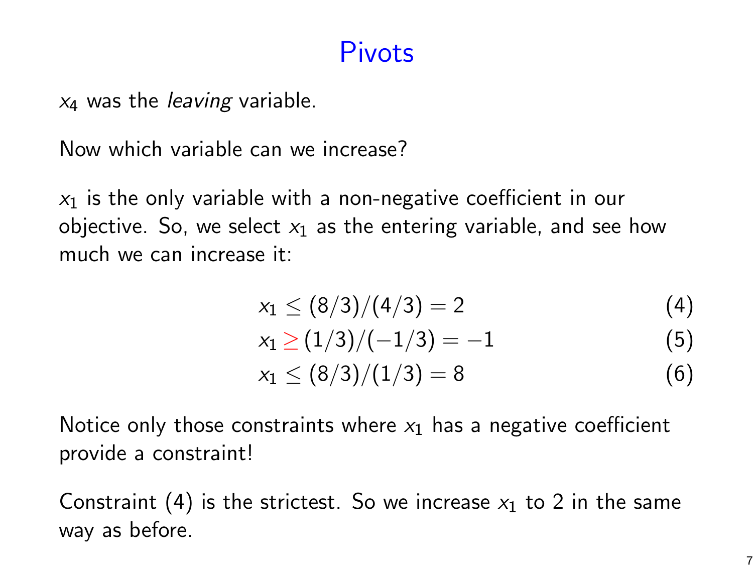# Pivots

$x_4$ was the *leaving* variable.

Now which variable can we increase?

$x_1$ is the only variable with a non-negative coefficient in our objective. So, we select $x_1$ as the entering variable, and see how much we can increase it:

$$
\begin{aligned}
x_1 &\leq (8/3)/(4/3) = 2 && (4) \\
x_1 &\geq (1/3)/(-1/3) = -1 && (5) \\
x_1 &\leq (8/3)/(1/3) = 8 && (6)
\end{aligned}
$$

Notice only those constraints where $x_1$ has a negative coefficient provide a constraint!

Constraint (4) is the strictest. So we increase $x_1$ to 2 in the same way as before.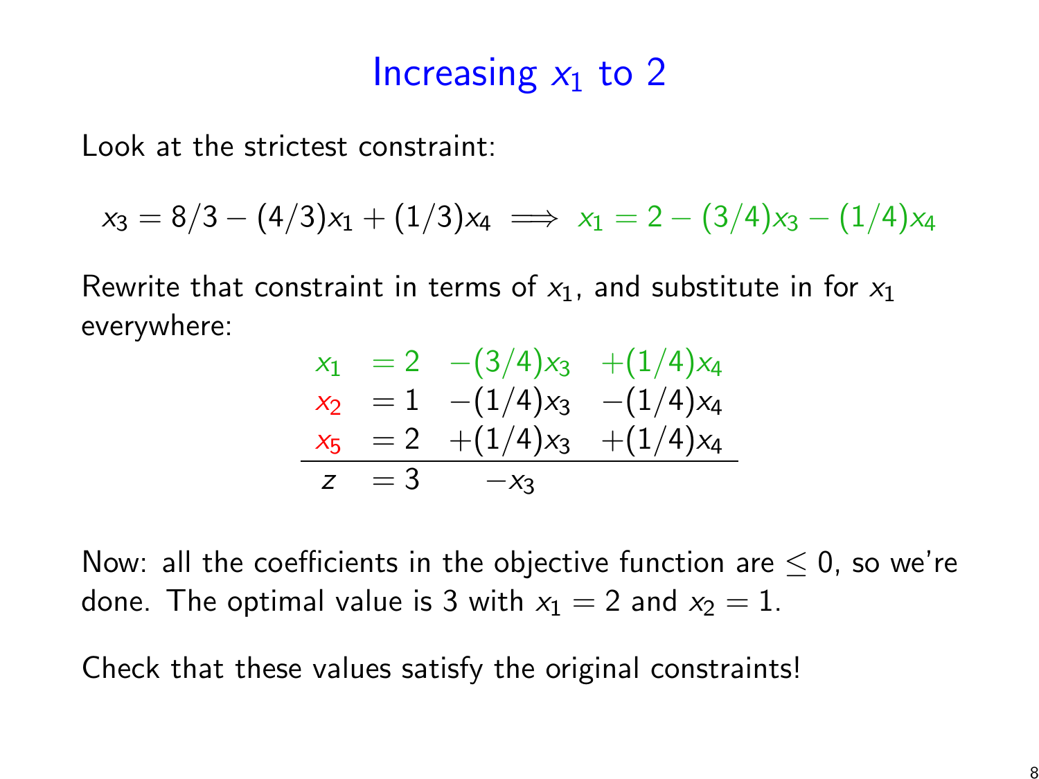# Increasing $x_1$ to 2

Look at the strictest constraint:

$$x_3 = 8/3 - (4/3)x_1 + (1/3)x_4 \implies x_1 = 2 - (3/4)x_3 - (1/4)x_4$$

Rewrite that constraint in terms of $x_1$, and substitute in for $x_1$ everywhere:

$$
\begin{array}{rllll}
x_1 & = 2 & -(3/4)x_3 & +(1/4)x_4 \\
x_2 & = 1 & -(1/4)x_3 & -(1/4)x_4 \\
x_5 & = 2 & +(1/4)x_3 & +(1/4)x_4 \\
\hline
z & = 3 & \quad -x_3 & 
\end{array}
$$

Now: all the coefficients in the objective function are $\leq 0$, so we're done. The optimal value is 3 with $x_1 = 2$ and $x_2 = 1$.

Check that these values satisfy the original constraints!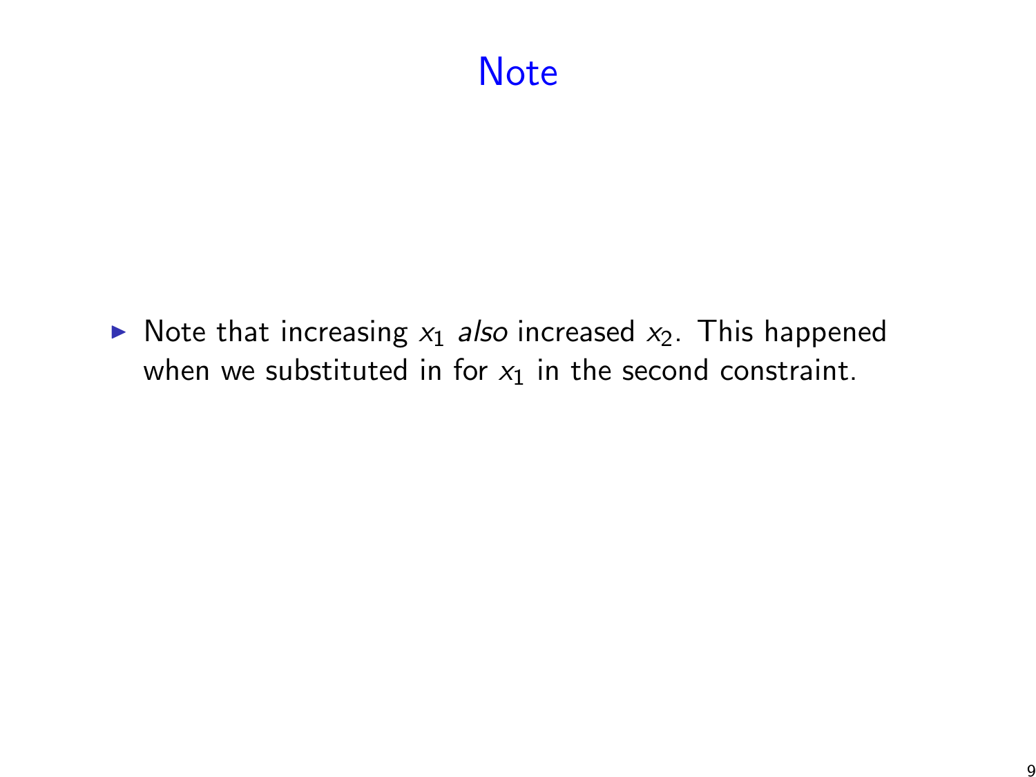# Note

- Note that increasing $x_1$ *also* increased $x_2$. This happened when we substituted in for $x_1$ in the second constraint.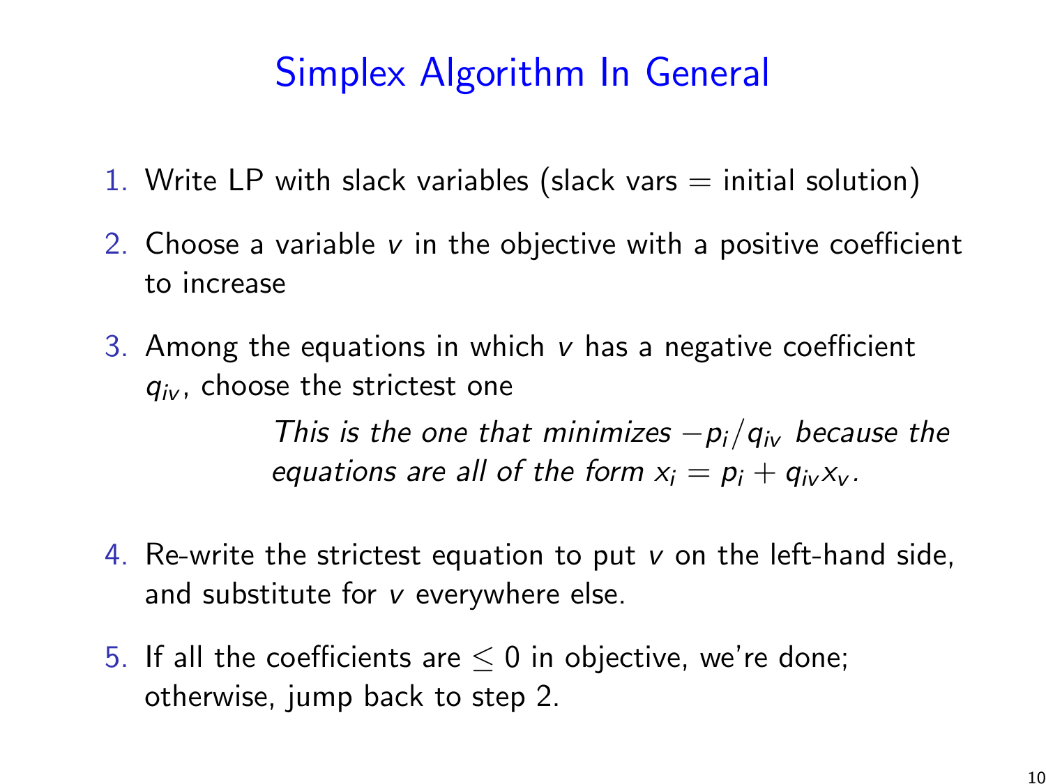# Simplex Algorithm In General

1. Write LP with slack variables (slack vars = initial solution)
2. Choose a variable $v$ in the objective with a positive coefficient to increase
3. Among the equations in which $v$ has a negative coefficient $q_{iv}$, choose the strictest one

   *This is the one that minimizes $-p_i/q_{iv}$ because the equations are all of the form $x_i = p_i + q_{iv}x_v$.*

4. Re-write the strictest equation to put $v$ on the left-hand side, and substitute for $v$ everywhere else.
5. If all the coefficients are $\leq 0$ in objective, we're done; otherwise, jump back to step 2.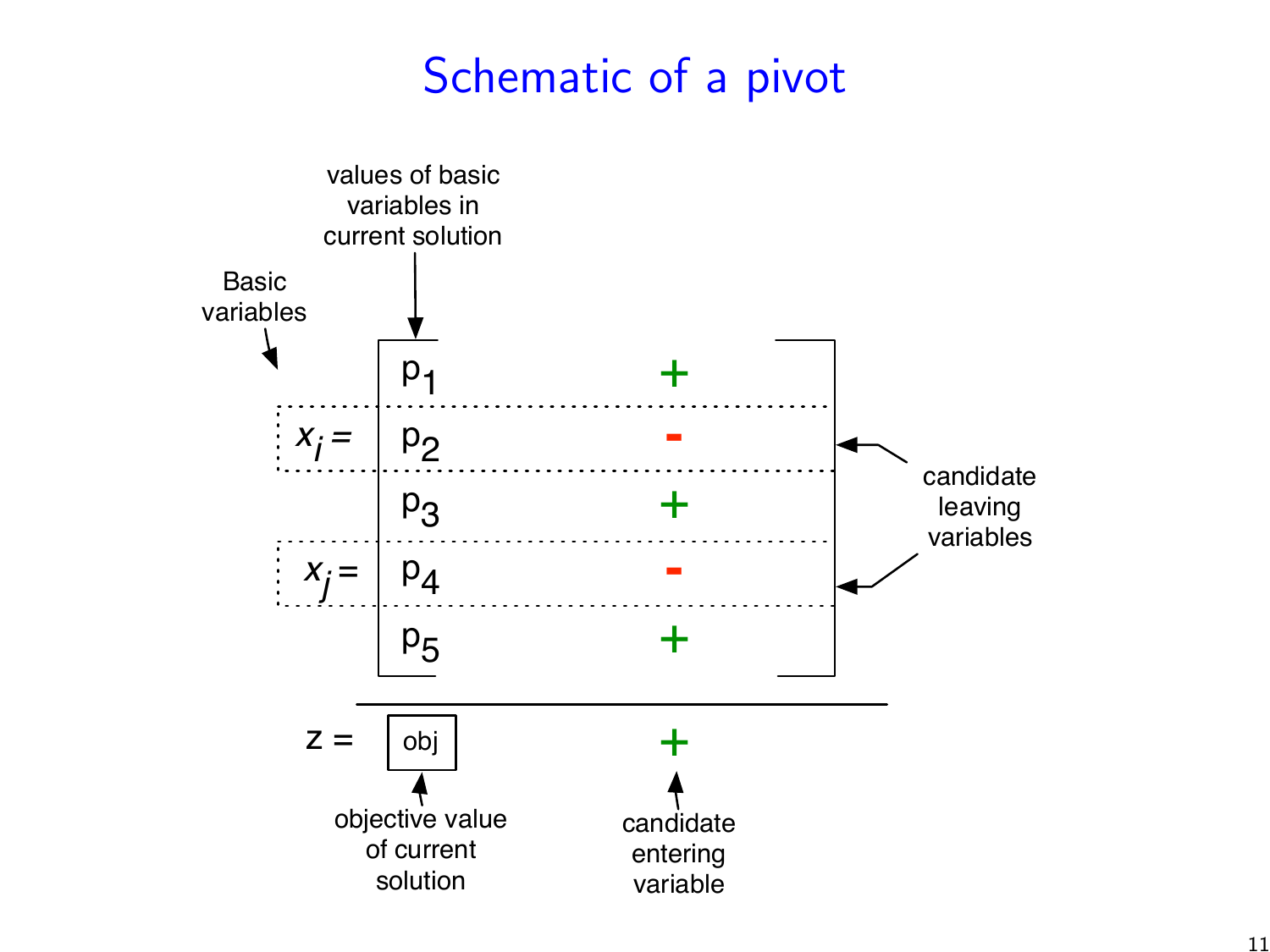# Schematic of a pivot

values of basic variables in current solution

Basic variables

| | | |
|---|---|---|
| | $p_1$ | + |
| $x_i =$ | $p_2$ | - |
| | $p_3$ | + |
| $x_j =$ | $p_4$ | - |
| | $p_5$ | + |
| $z =$ | obj | + |

candidate leaving variables

objective value of current solution

candidate entering variable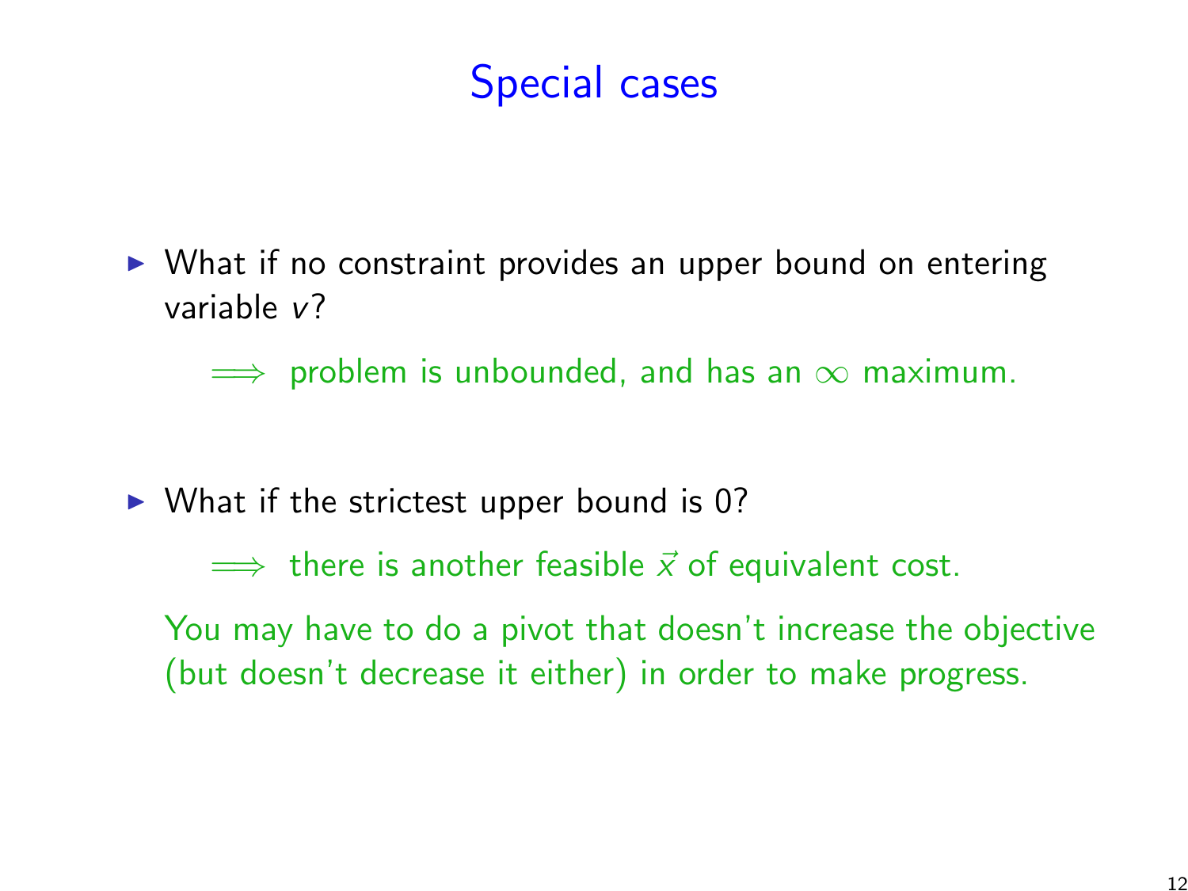# Special cases

- What if no constraint provides an upper bound on entering variable $v$?

  $\implies$ problem is unbounded, and has an $\infty$ maximum.

- What if the strictest upper bound is 0?

  $\implies$ there is another feasible $\vec{x}$ of equivalent cost.

  You may have to do a pivot that doesn't increase the objective (but doesn't decrease it either) in order to make progress.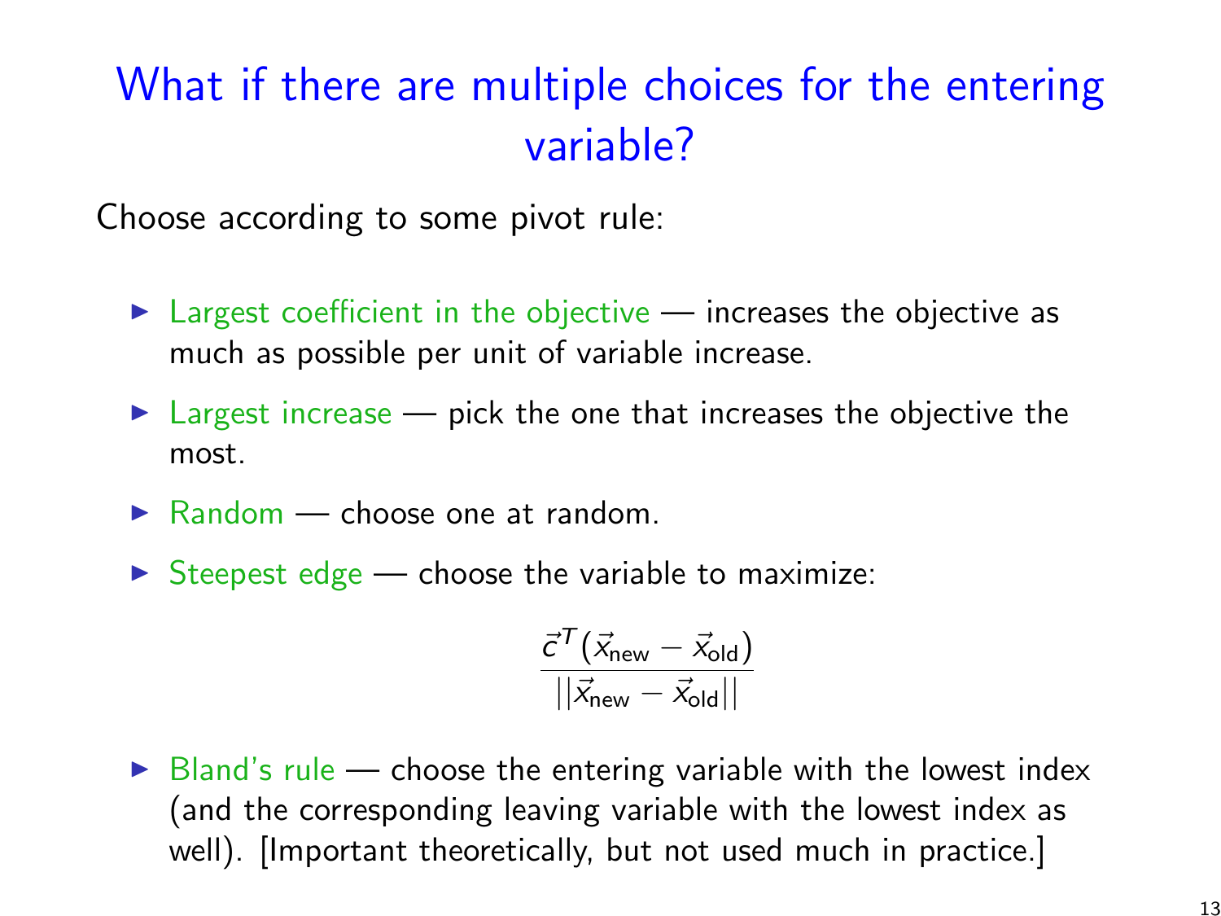# What if there are multiple choices for the entering variable?

Choose according to some pivot rule:

- Largest coefficient in the objective — increases the objective as much as possible per unit of variable increase.
- Largest increase — pick the one that increases the objective the most.
- Random — choose one at random.
- Steepest edge — choose the variable to maximize:

$$\frac{\vec{c}^T(\vec{x}_{\text{new}} - \vec{x}_{\text{old}})}{||\vec{x}_{\text{new}} - \vec{x}_{\text{old}}||}$$

- Bland's rule — choose the entering variable with the lowest index (and the corresponding leaving variable with the lowest index as well). [Important theoretically, but not used much in practice.]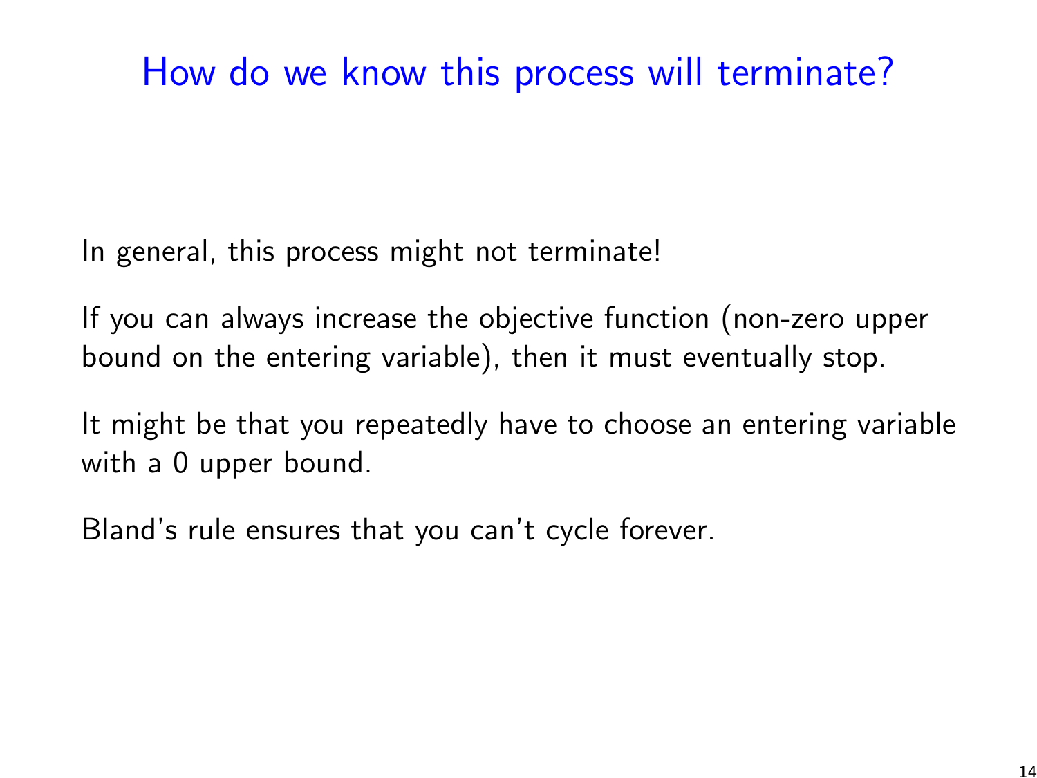# How do we know this process will terminate?

In general, this process might not terminate!

If you can always increase the objective function (non-zero upper bound on the entering variable), then it must eventually stop.

It might be that you repeatedly have to choose an entering variable with a 0 upper bound.

Bland's rule ensures that you can't cycle forever.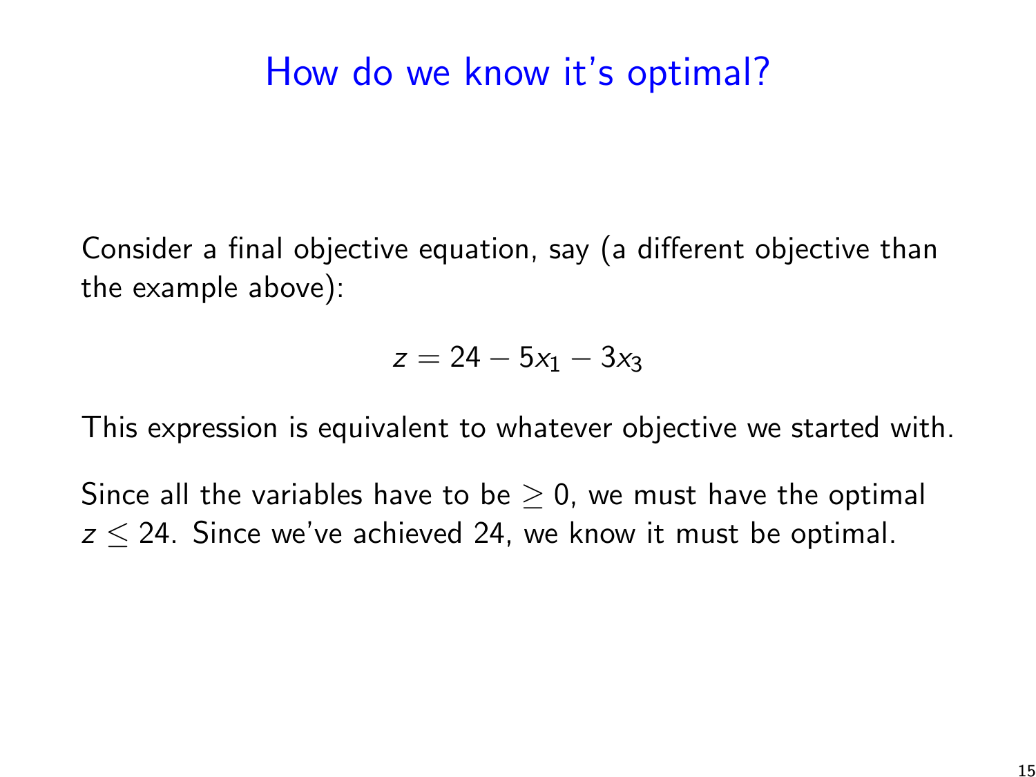# How do we know it's optimal?

Consider a final objective equation, say (a different objective than the example above):

$$z = 24 - 5x_1 - 3x_3$$

This expression is equivalent to whatever objective we started with.

Since all the variables have to be $\geq 0$, we must have the optimal $z \leq 24$. Since we've achieved 24, we know it must be optimal.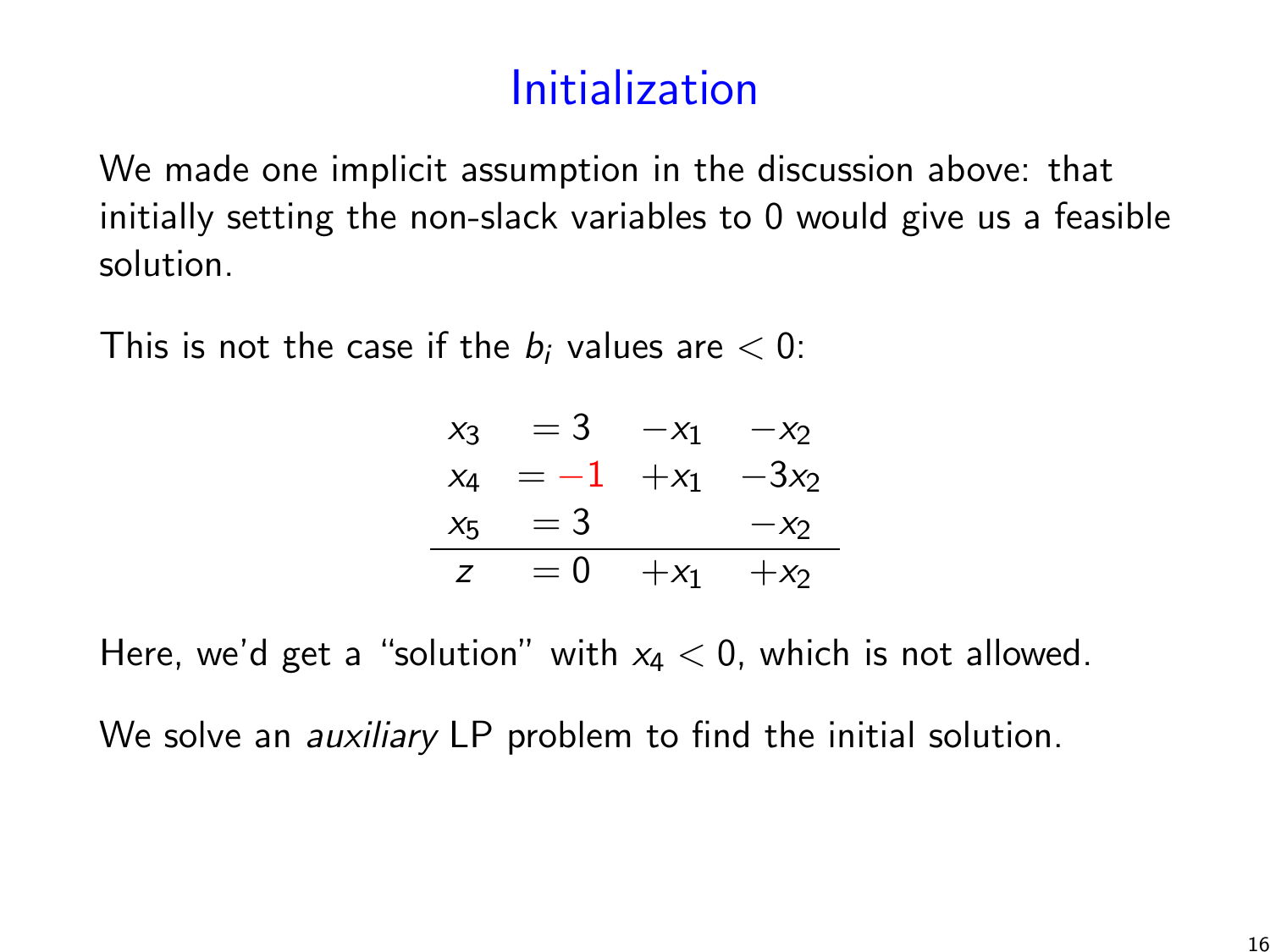# Initialization

We made one implicit assumption in the discussion above: that initially setting the non-slack variables to 0 would give us a feasible solution.

This is not the case if the $b_i$ values are $< 0$:

$$
\begin{array}{lcrrr}
x_3 & = & 3 & -x_1 & -x_2 \\
x_4 & = & -1 & +x_1 & -3x_2 \\
x_5 & = & 3 & & -x_2 \\
\hline
z & = & 0 & +x_1 & +x_2
\end{array}
$$

Here, we'd get a "solution" with $x_4 < 0$, which is not allowed.

We solve an *auxiliary* LP problem to find the initial solution.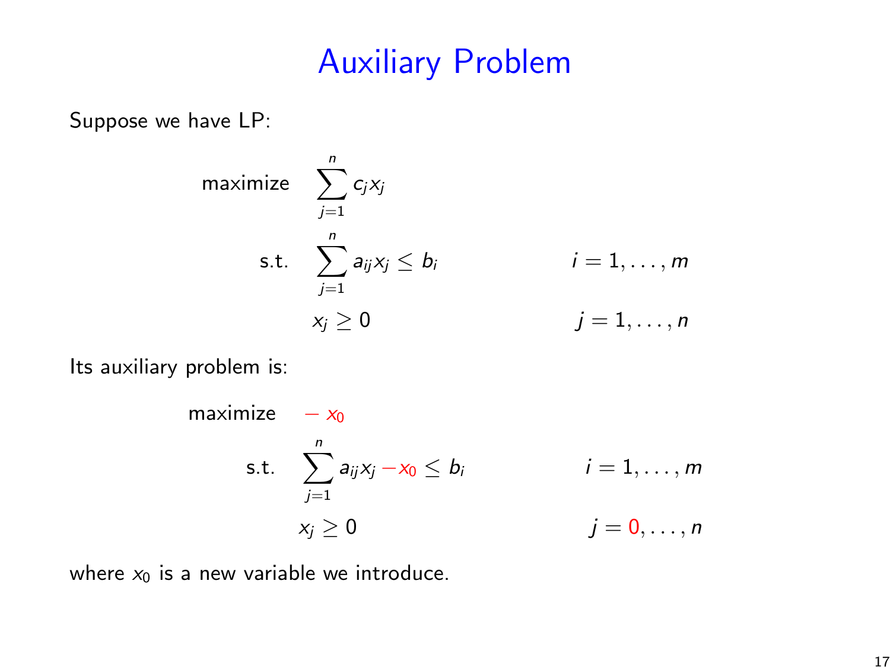# Auxiliary Problem

Suppose we have LP:

$$
\begin{aligned}
\text{maximize} \quad & \sum_{j=1}^{n} c_j x_j \\
\text{s.t.} \quad & \sum_{j=1}^{n} a_{ij} x_j \le b_i & i = 1, \ldots, m \\
& x_j \ge 0 & j = 1, \ldots, n
\end{aligned}
$$

Its auxiliary problem is:

$$
\begin{aligned}
\text{maximize} \quad & -x_0 \\
\text{s.t.} \quad & \sum_{j=1}^{n} a_{ij} x_j - x_0 \le b_i & i = 1, \ldots, m \\
& x_j \ge 0 & j = 0, \ldots, n
\end{aligned}
$$

where $x_0$ is a new variable we introduce.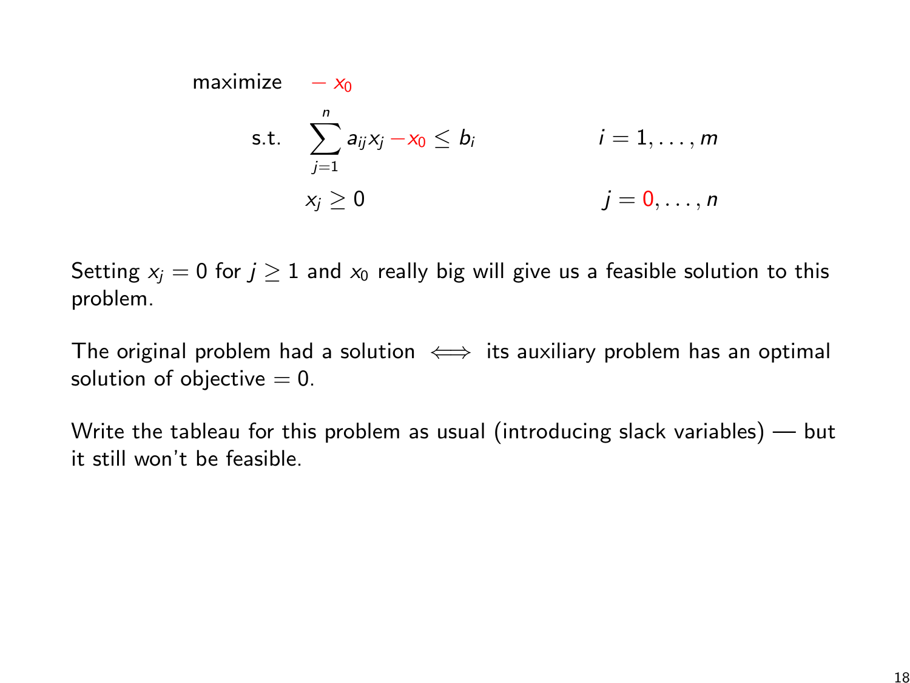$$
\begin{aligned}
\text{maximize} \quad & -x_0 \\
\text{s.t.} \quad & \sum_{j=1}^{n} a_{ij} x_j - x_0 \le b_i & i = 1, \ldots, m \\
& x_j \ge 0 & j = 0, \ldots, n
\end{aligned}
$$

Setting $x_j = 0$ for $j \geq 1$ and $x_0$ really big will give us a feasible solution to this problem.

The original problem had a solution $\iff$ its auxiliary problem has an optimal solution of objective $= 0$.

Write the tableau for this problem as usual (introducing slack variables) — but it still won't be feasible.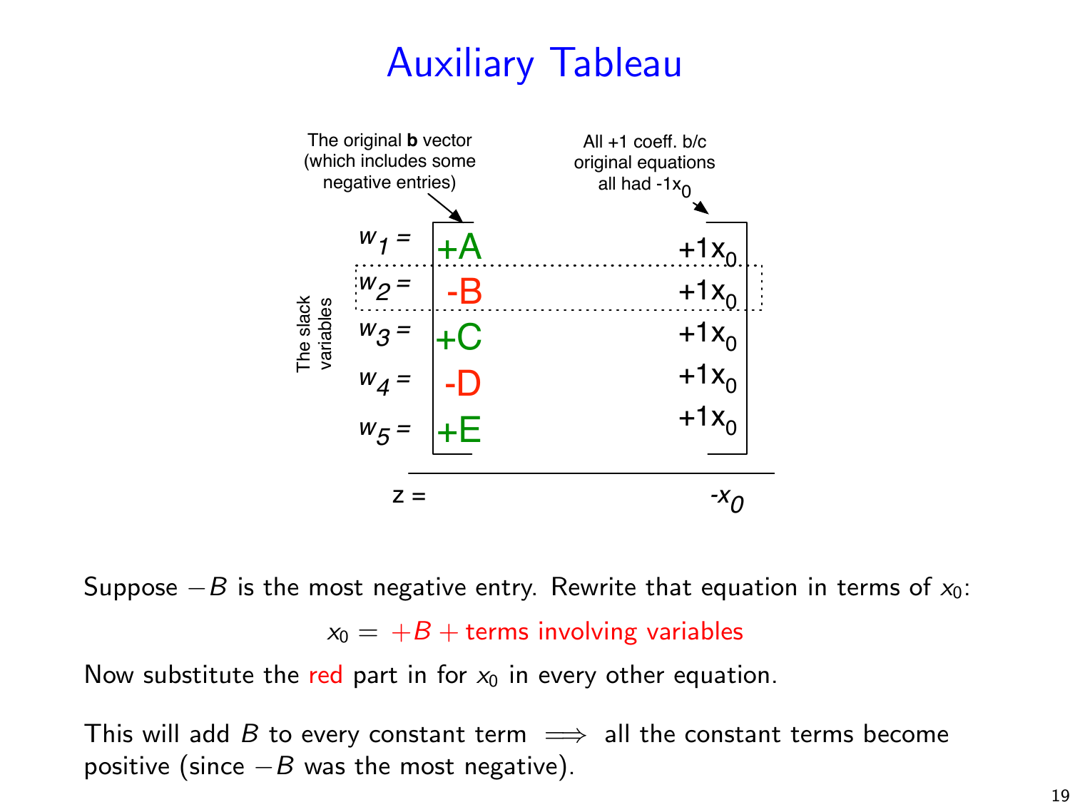# Auxiliary Tableau

The original **b** vector (which includes some negative entries)

All +1 coeff. b/c original equations all had $-1x_0$

The slack variables

$$
\begin{aligned}
w_1 &= +A \quad +1x_0 \\
w_2 &= -B \quad +1x_0 \\
w_3 &= +C \quad +1x_0 \\
w_4 &= -D \quad +1x_0 \\
w_5 &= +E \quad +1x_0 \\
\hline
z &= \qquad\quad -x_0
\end{aligned}
$$

Suppose $-B$ is the most negative entry. Rewrite that equation in terms of $x_0$:

$$x_0 = +B + \text{terms involving variables}$$

Now substitute the red part in for $x_0$ in every other equation.

This will add $B$ to every constant term $\implies$ all the constant terms become positive (since $-B$ was the most negative).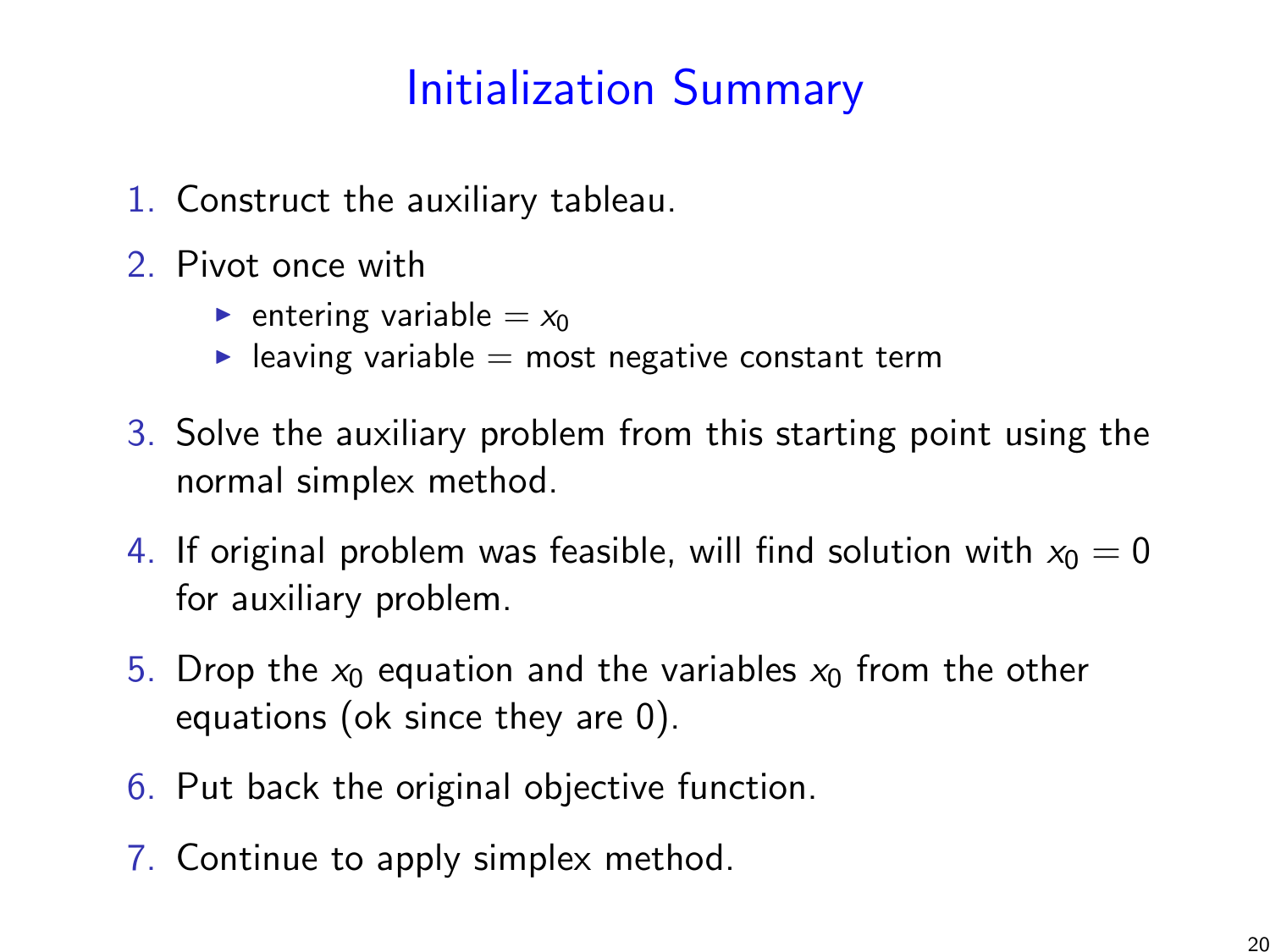# Initialization Summary

1. Construct the auxiliary tableau.
2. Pivot once with
   - entering variable = $x_0$
   - leaving variable = most negative constant term
3. Solve the auxiliary problem from this starting point using the normal simplex method.
4. If original problem was feasible, will find solution with $x_0 = 0$ for auxiliary problem.
5. Drop the $x_0$ equation and the variables $x_0$ from the other equations (ok since they are 0).
6. Put back the original objective function.
7. Continue to apply simplex method.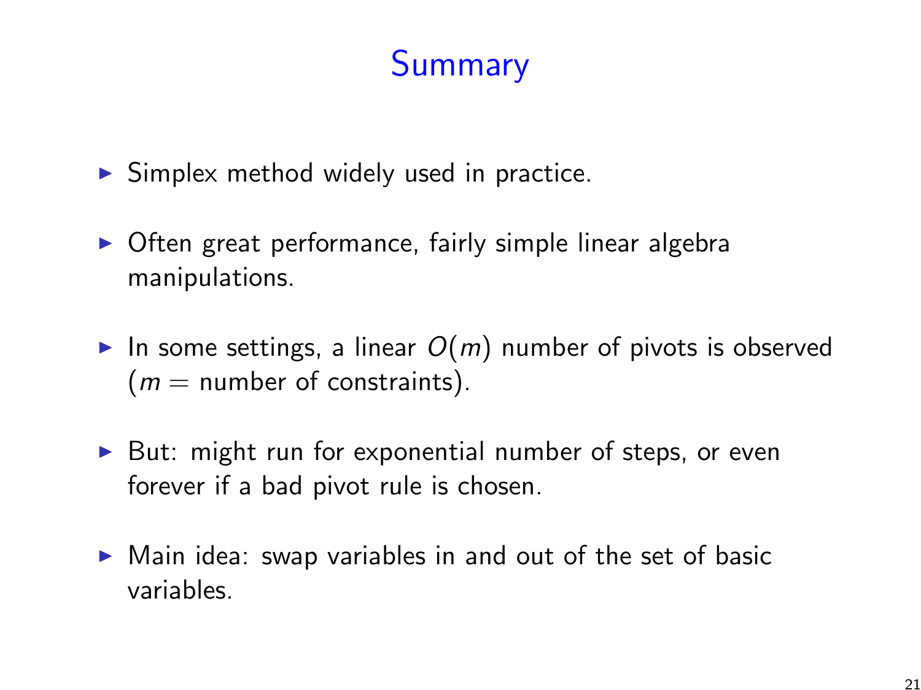# Summary

- Simplex method widely used in practice.
- Often great performance, fairly simple linear algebra manipulations.
- In some settings, a linear $O(m)$ number of pivots is observed ($m =$ number of constraints).
- But: might run for exponential number of steps, or even forever if a bad pivot rule is chosen.
- Main idea: swap variables in and out of the set of basic variables.